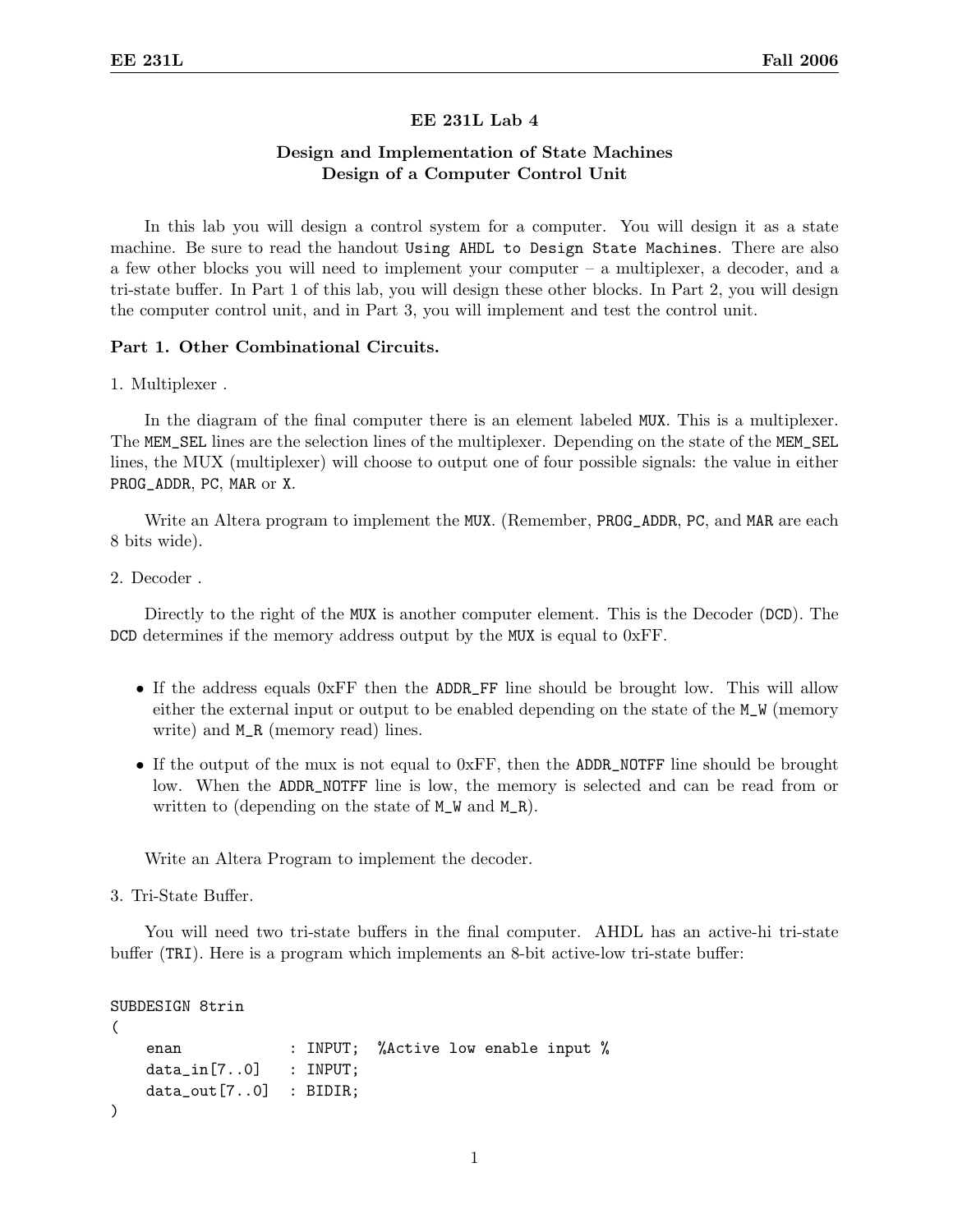# EE 231L Lab 4

## Design and Implementation of State Machines
## Design of a Computer Control Unit

In this lab you will design a control system for a computer. You will design it as a state machine. Be sure to read the handout `Using AHDL to Design State Machines`. There are also a few other blocks you will need to implement your computer – a multiplexer, a decoder, and a tri-state buffer. In Part 1 of this lab, you will design these other blocks. In Part 2, you will design the computer control unit, and in Part 3, you will implement and test the control unit.

### Part 1. Other Combinational Circuits.

1. Multiplexer .

In the diagram of the final computer there is an element labeled `MUX`. This is a multiplexer. The `MEM_SEL` lines are the selection lines of the multiplexer. Depending on the state of the `MEM_SEL` lines, the MUX (multiplexer) will choose to output one of four possible signals: the value in either `PROG_ADDR`, `PC`, `MAR` or `X`.

Write an Altera program to implement the `MUX`. (Remember, `PROG_ADDR`, `PC`, and `MAR` are each 8 bits wide).

2. Decoder .

Directly to the right of the `MUX` is another computer element. This is the Decoder (`DCD`). The `DCD` determines if the memory address output by the `MUX` is equal to 0xFF.

- If the address equals 0xFF then the `ADDR_FF` line should be brought low. This will allow either the external input or output to be enabled depending on the state of the `M_W` (memory write) and `M_R` (memory read) lines.
- If the output of the mux is not equal to 0xFF, then the `ADDR_NOTFF` line should be brought low. When the `ADDR_NOTFF` line is low, the memory is selected and can be read from or written to (depending on the state of `M_W` and `M_R`).

Write an Altera Program to implement the decoder.

3. Tri-State Buffer.

You will need two tri-state buffers in the final computer. AHDL has an active-hi tri-state buffer (`TRI`). Here is a program which implements an 8-bit active-low tri-state buffer:

```
SUBDESIGN 8trin
(
    enan            : INPUT;  %Active low enable input %
    data_in[7..0]   : INPUT;
    data_out[7..0]  : BIDIR;
)
```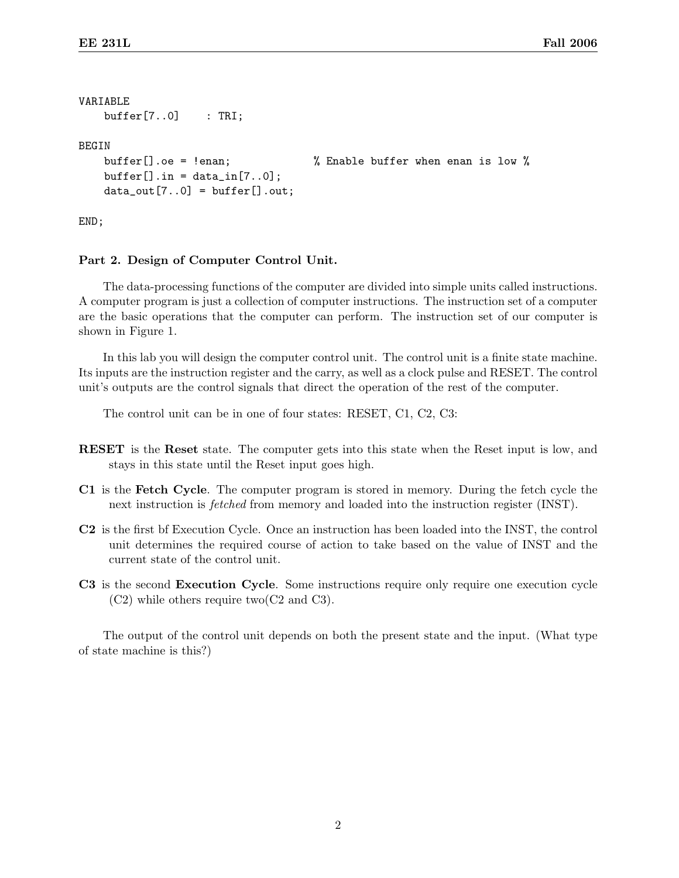```
VARIABLE
    buffer[7..0]    : TRI;

BEGIN
    buffer[].oe = !enan;            % Enable buffer when enan is low %
    buffer[].in = data_in[7..0];
    data_out[7..0] = buffer[].out;

END;
```

**Part 2. Design of Computer Control Unit.**

The data-processing functions of the computer are divided into simple units called instructions. A computer program is just a collection of computer instructions. The instruction set of a computer are the basic operations that the computer can perform. The instruction set of our computer is shown in Figure 1.

In this lab you will design the computer control unit. The control unit is a finite state machine. Its inputs are the instruction register and the carry, as well as a clock pulse and RESET. The control unit's outputs are the control signals that direct the operation of the rest of the computer.

The control unit can be in one of four states: RESET, C1, C2, C3:

**RESET** is the **Reset** state. The computer gets into this state when the Reset input is low, and stays in this state until the Reset input goes high.

**C1** is the **Fetch Cycle**. The computer program is stored in memory. During the fetch cycle the next instruction is *fetched* from memory and loaded into the instruction register (INST).

**C2** is the first bf Execution Cycle. Once an instruction has been loaded into the INST, the control unit determines the required course of action to take based on the value of INST and the current state of the control unit.

**C3** is the second **Execution Cycle**. Some instructions require only require one execution cycle (C2) while others require two(C2 and C3).

The output of the control unit depends on both the present state and the input. (What type of state machine is this?)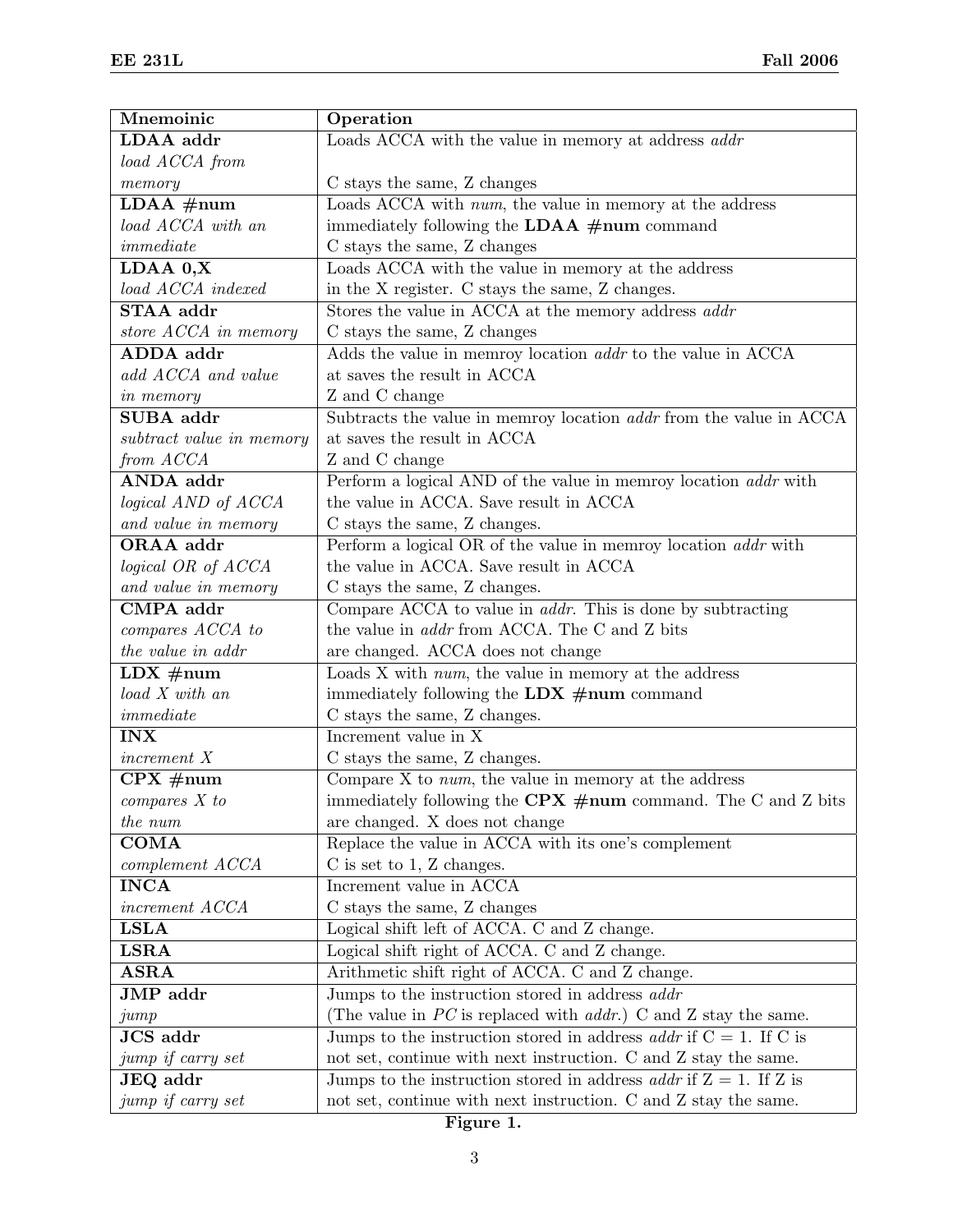| Mnemoinic | Operation |
|---|---|
| **LDAA addr** *load ACCA from memory* | Loads ACCA with the value in memory at address *addr* C stays the same, Z changes |
| **LDAA #num** *load ACCA with an immediate* | Loads ACCA with *num*, the value in memory at the address immediately following the **LDAA #num** command C stays the same, Z changes |
| **LDAA 0,X** *load ACCA indexed* | Loads ACCA with the value in memory at the address in the X register. C stays the same, Z changes. |
| **STAA addr** *store ACCA in memory* | Stores the value in ACCA at the memory address *addr* C stays the same, Z changes |
| **ADDA addr** *add ACCA and value in memory* | Adds the value in memroy location *addr* to the value in ACCA at saves the result in ACCA Z and C change |
| **SUBA addr** *subtract value in memory from ACCA* | Subtracts the value in memroy location *addr* from the value in ACCA at saves the result in ACCA Z and C change |
| **ANDA addr** *logical AND of ACCA and value in memory* | Perform a logical AND of the value in memroy location *addr* with the value in ACCA. Save result in ACCA C stays the same, Z changes. |
| **ORAA addr** *logical OR of ACCA and value in memory* | Perform a logical OR of the value in memroy location *addr* with the value in ACCA. Save result in ACCA C stays the same, Z changes. |
| **CMPA addr** *compares ACCA to the value in addr* | Compare ACCA to value in *addr*. This is done by subtracting the value in *addr* from ACCA. The C and Z bits are changed. ACCA does not change |
| **LDX #num** *load X with an immediate* | Loads X with *num*, the value in memory at the address immediately following the **LDX #num** command C stays the same, Z changes. |
| **INX** *increment X* | Increment value in X C stays the same, Z changes. |
| **CPX #num** *compares X to the num* | Compare X to *num*, the value in memory at the address immediately following the **CPX #num** command. The C and Z bits are changed. X does not change |
| **COMA** *complement ACCA* | Replace the value in ACCA with its one's complement C is set to 1, Z changes. |
| **INCA** *increment ACCA* | Increment value in ACCA C stays the same, Z changes |
| **LSLA** | Logical shift left of ACCA. C and Z change. |
| **LSRA** | Logical shift right of ACCA. C and Z change. |
| **ASRA** | Arithmetic shift right of ACCA. C and Z change. |
| **JMP addr** *jump* | Jumps to the instruction stored in address *addr* (The value in *PC* is replaced with *addr*.) C and Z stay the same. |
| **JCS addr** *jump if carry set* | Jumps to the instruction stored in address *addr* if C = 1. If C is not set, continue with next instruction. C and Z stay the same. |
| **JEQ addr** *jump if carry set* | Jumps to the instruction stored in address *addr* if Z = 1. If Z is not set, continue with next instruction. C and Z stay the same. |

**Figure 1.**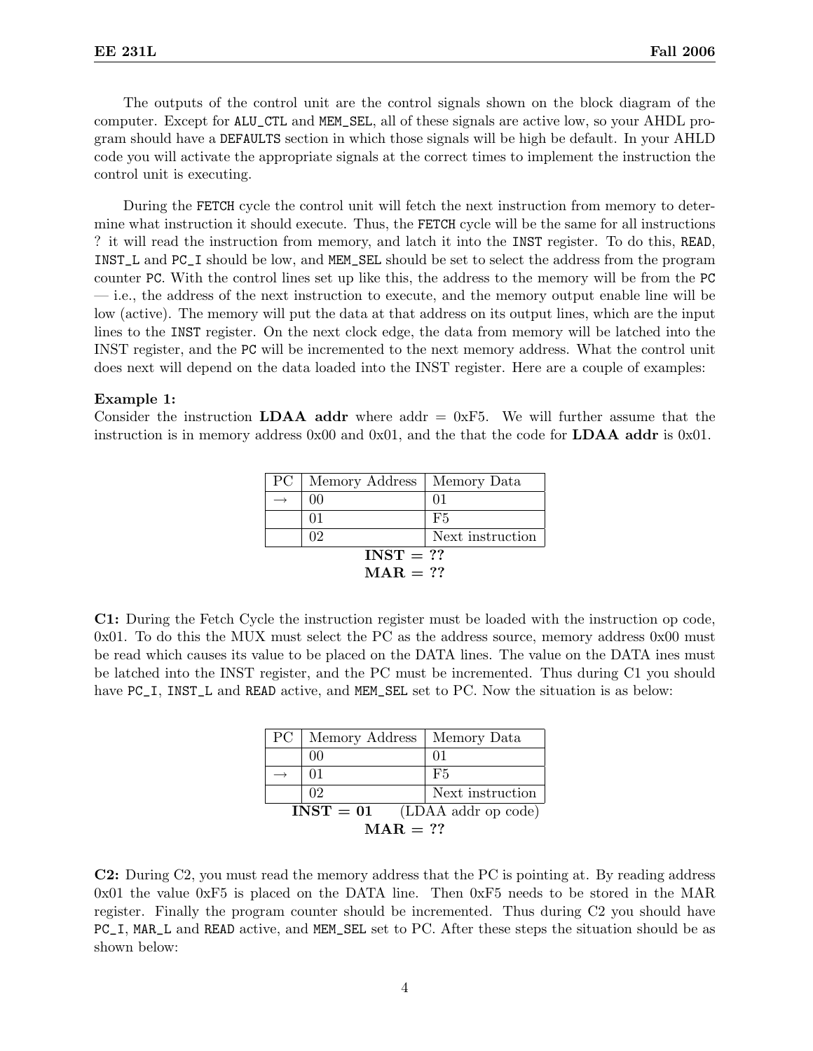The outputs of the control unit are the control signals shown on the block diagram of the computer. Except for ALU_CTL and MEM_SEL, all of these signals are active low, so your AHDL program should have a DEFAULTS section in which those signals will be high be default. In your AHLD code you will activate the appropriate signals at the correct times to implement the instruction the control unit is executing.

During the FETCH cycle the control unit will fetch the next instruction from memory to determine what instruction it should execute. Thus, the FETCH cycle will be the same for all instructions ? it will read the instruction from memory, and latch it into the INST register. To do this, READ, INST_L and PC_I should be low, and MEM_SEL should be set to select the address from the program counter PC. With the control lines set up like this, the address to the memory will be from the PC — i.e., the address of the next instruction to execute, and the memory output enable line will be low (active). The memory will put the data at that address on its output lines, which are the input lines to the INST register. On the next clock edge, the data from memory will be latched into the INST register, and the PC will be incremented to the next memory address. What the control unit does next will depend on the data loaded into the INST register. Here are a couple of examples:

**Example 1:**
Consider the instruction **LDAA addr** where addr = 0xF5. We will further assume that the instruction is in memory address 0x00 and 0x01, and the that the code for **LDAA addr** is 0x01.

| PC | Memory Address | Memory Data |
|---|---|---|
| → | 00 | 01 |
| | 01 | F5 |
| | 02 | Next instruction |

**INST = ??**
**MAR = ??**

**C1:** During the Fetch Cycle the instruction register must be loaded with the instruction op code, 0x01. To do this the MUX must select the PC as the address source, memory address 0x00 must be read which causes its value to be placed on the DATA lines. The value on the DATA ines must be latched into the INST register, and the PC must be incremented. Thus during C1 you should have PC_I, INST_L and READ active, and MEM_SEL set to PC. Now the situation is as below:

| PC | Memory Address | Memory Data |
|---|---|---|
| | 00 | 01 |
| → | 01 | F5 |
| | 02 | Next instruction |

**INST = 01** (LDAA addr op code)
**MAR = ??**

**C2:** During C2, you must read the memory address that the PC is pointing at. By reading address 0x01 the value 0xF5 is placed on the DATA line. Then 0xF5 needs to be stored in the MAR register. Finally the program counter should be incremented. Thus during C2 you should have PC_I, MAR_L and READ active, and MEM_SEL set to PC. After these steps the situation should be as shown below: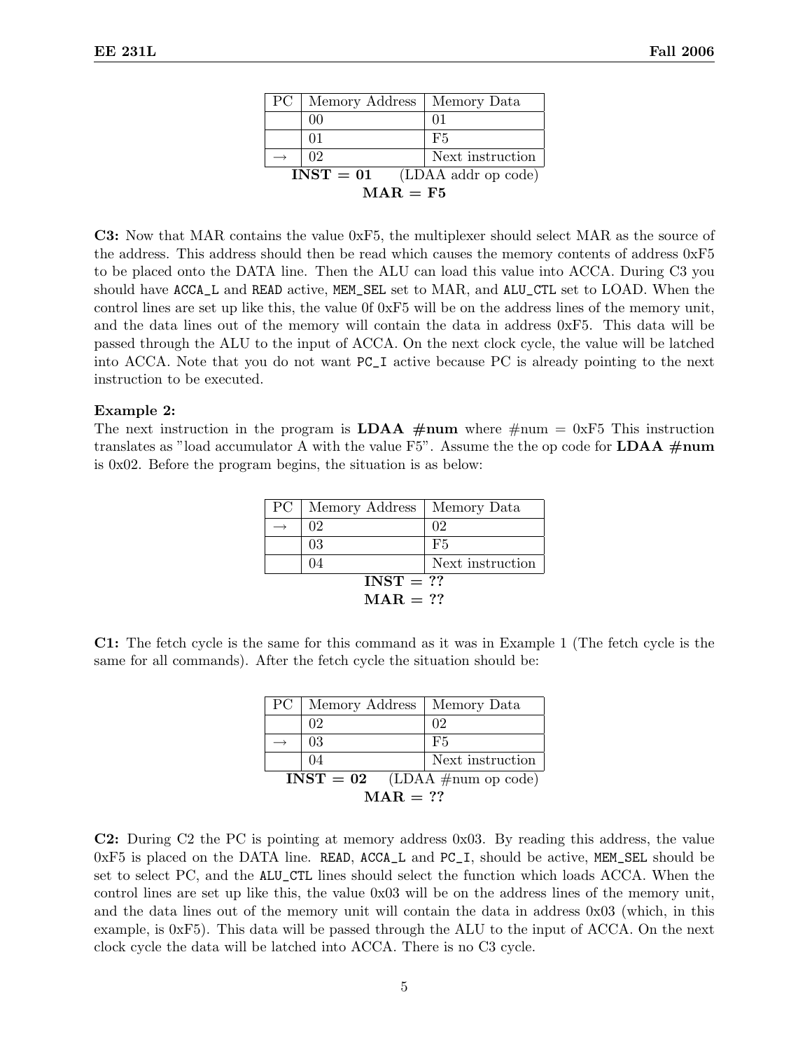| PC | Memory Address | Memory Data |
|---|---|---|
| | 00 | 01 |
| | 01 | F5 |
| → | 02 | Next instruction |

**INST = 01** (LDAA addr op code)

**MAR = F5**

**C3:** Now that MAR contains the value 0xF5, the multiplexer should select MAR as the source of the address. This address should then be read which causes the memory contents of address 0xF5 to be placed onto the DATA line. Then the ALU can load this value into ACCA. During C3 you should have `ACCA_L` and `READ` active, `MEM_SEL` set to MAR, and `ALU_CTL` set to LOAD. When the control lines are set up like this, the value 0f 0xF5 will be on the address lines of the memory unit, and the data lines out of the memory will contain the data in address 0xF5. This data will be passed through the ALU to the input of ACCA. On the next clock cycle, the value will be latched into ACCA. Note that you do not want `PC_I` active because PC is already pointing to the next instruction to be executed.

**Example 2:**

The next instruction in the program is **LDAA #num** where #num = 0xF5 This instruction translates as "load accumulator A with the value F5". Assume the the op code for **LDAA #num** is 0x02. Before the program begins, the situation is as below:

| PC | Memory Address | Memory Data |
|---|---|---|
| → | 02 | 02 |
| | 03 | F5 |
| | 04 | Next instruction |

**INST = ??**

**MAR = ??**

**C1:** The fetch cycle is the same for this command as it was in Example 1 (The fetch cycle is the same for all commands). After the fetch cycle the situation should be:

| PC | Memory Address | Memory Data |
|---|---|---|
| | 02 | 02 |
| → | 03 | F5 |
| | 04 | Next instruction |

**INST = 02** (LDAA #num op code)

**MAR = ??**

**C2:** During C2 the PC is pointing at memory address 0x03. By reading this address, the value 0xF5 is placed on the DATA line. `READ`, `ACCA_L` and `PC_I`, should be active, `MEM_SEL` should be set to select PC, and the `ALU_CTL` lines should select the function which loads ACCA. When the control lines are set up like this, the value 0x03 will be on the address lines of the memory unit, and the data lines out of the memory unit will contain the data in address 0x03 (which, in this example, is 0xF5). This data will be passed through the ALU to the input of ACCA. On the next clock cycle the data will be latched into ACCA. There is no C3 cycle.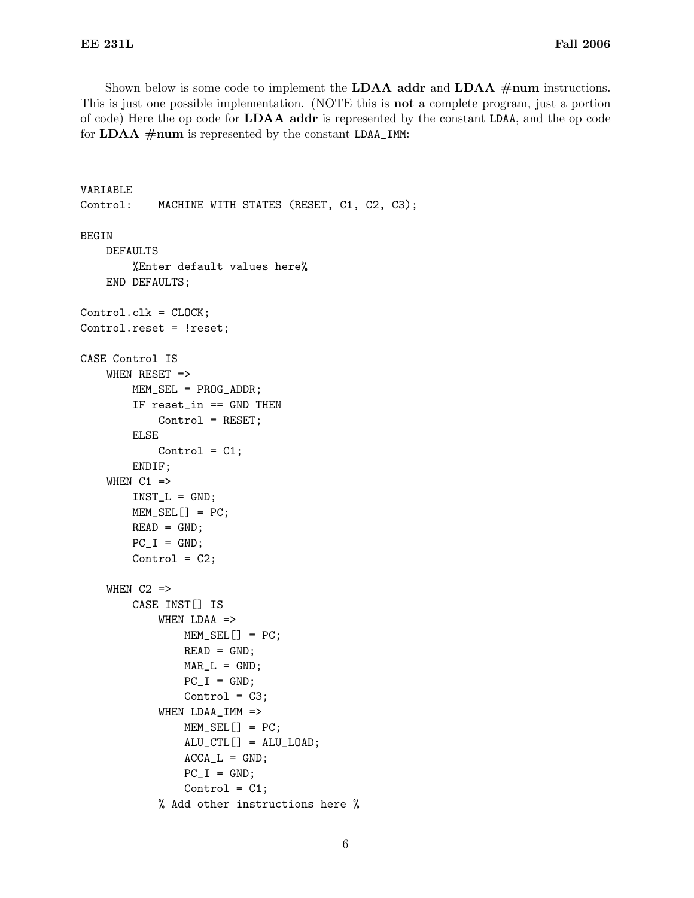Shown below is some code to implement the **LDAA addr** and **LDAA #num** instructions. This is just one possible implementation. (NOTE this is **not** a complete program, just a portion of code) Here the op code for **LDAA addr** is represented by the constant LDAA, and the op code for **LDAA #num** is represented by the constant LDAA_IMM:

```
VARIABLE
Control:    MACHINE WITH STATES (RESET, C1, C2, C3);

BEGIN
    DEFAULTS
        %Enter default values here%
    END DEFAULTS;

Control.clk = CLOCK;
Control.reset = !reset;

CASE Control IS
    WHEN RESET =>
        MEM_SEL = PROG_ADDR;
        IF reset_in == GND THEN
            Control = RESET;
        ELSE
            Control = C1;
        ENDIF;
    WHEN C1 =>
        INST_L = GND;
        MEM_SEL[] = PC;
        READ = GND;
        PC_I = GND;
        Control = C2;

    WHEN C2 =>
        CASE INST[] IS
            WHEN LDAA =>
                MEM_SEL[] = PC;
                READ = GND;
                MAR_L = GND;
                PC_I = GND;
                Control = C3;
            WHEN LDAA_IMM =>
                MEM_SEL[] = PC;
                ALU_CTL[] = ALU_LOAD;
                ACCA_L = GND;
                PC_I = GND;
                Control = C1;
            % Add other instructions here %
```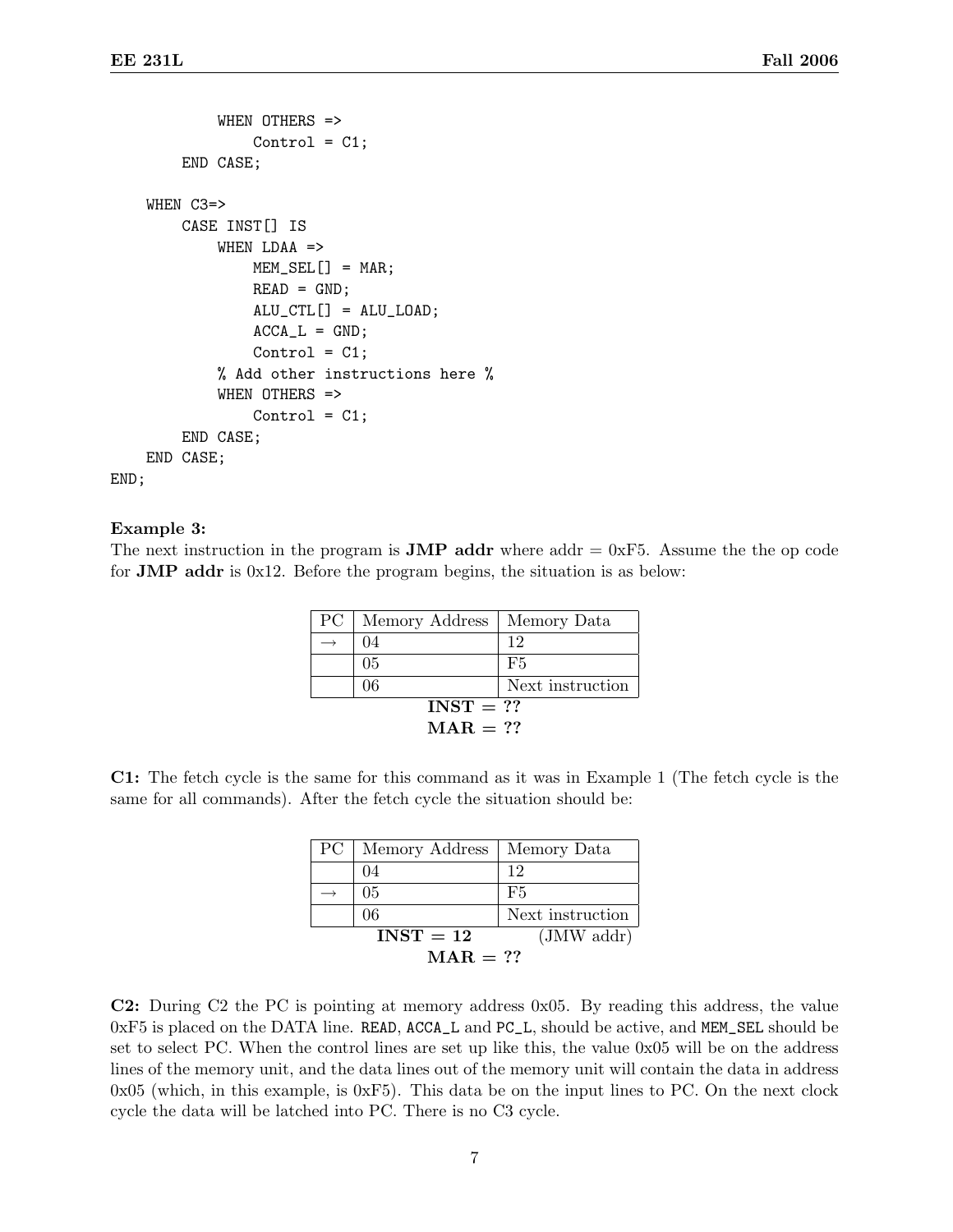```
            WHEN OTHERS =>
                Control = C1;
        END CASE;

    WHEN C3=>
        CASE INST[] IS
            WHEN LDAA =>
                MEM_SEL[] = MAR;
                READ = GND;
                ALU_CTL[] = ALU_LOAD;
                ACCA_L = GND;
                Control = C1;
            % Add other instructions here %
            WHEN OTHERS =>
                Control = C1;
        END CASE;
    END CASE;
END;
```

**Example 3:**
The next instruction in the program is **JMP addr** where addr = 0xF5. Assume the the op code for **JMP addr** is 0x12. Before the program begins, the situation is as below:

| PC | Memory Address | Memory Data |
|---|---|---|
| → | 04 | 12 |
| | 05 | F5 |
| | 06 | Next instruction |

**INST = ??**
**MAR = ??**

**C1:** The fetch cycle is the same for this command as it was in Example 1 (The fetch cycle is the same for all commands). After the fetch cycle the situation should be:

| PC | Memory Address | Memory Data |
|---|---|---|
| | 04 | 12 |
| → | 05 | F5 |
| | 06 | Next instruction |

**INST = 12** (JMW addr)
**MAR = ??**

**C2:** During C2 the PC is pointing at memory address 0x05. By reading this address, the value 0xF5 is placed on the DATA line. `READ`, `ACCA_L` and `PC_L`, should be active, and `MEM_SEL` should be set to select PC. When the control lines are set up like this, the value 0x05 will be on the address lines of the memory unit, and the data lines out of the memory unit will contain the data in address 0x05 (which, in this example, is 0xF5). This data be on the input lines to PC. On the next clock cycle the data will be latched into PC. There is no C3 cycle.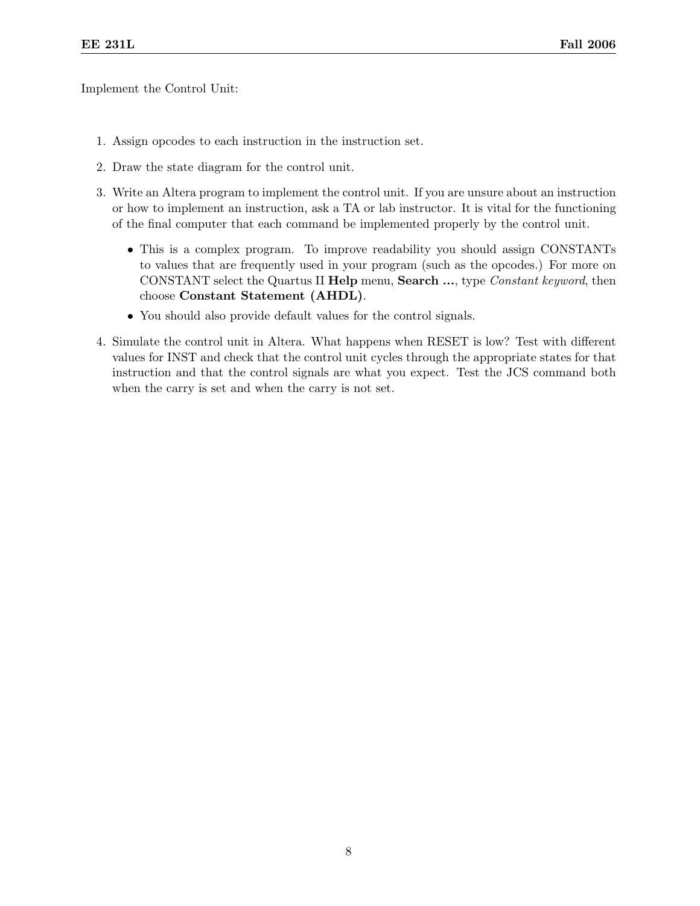Implement the Control Unit:

1. Assign opcodes to each instruction in the instruction set.
2. Draw the state diagram for the control unit.
3. Write an Altera program to implement the control unit. If you are unsure about an instruction or how to implement an instruction, ask a TA or lab instructor. It is vital for the functioning of the final computer that each command be implemented properly by the control unit.
   - This is a complex program. To improve readability you should assign CONSTANTs to values that are frequently used in your program (such as the opcodes.) For more on CONSTANT select the Quartus II **Help** menu, **Search ...**, type *Constant keyword*, then choose **Constant Statement (AHDL)**.
   - You should also provide default values for the control signals.
4. Simulate the control unit in Altera. What happens when RESET is low? Test with different values for INST and check that the control unit cycles through the appropriate states for that instruction and that the control signals are what you expect. Test the JCS command both when the carry is set and when the carry is not set.